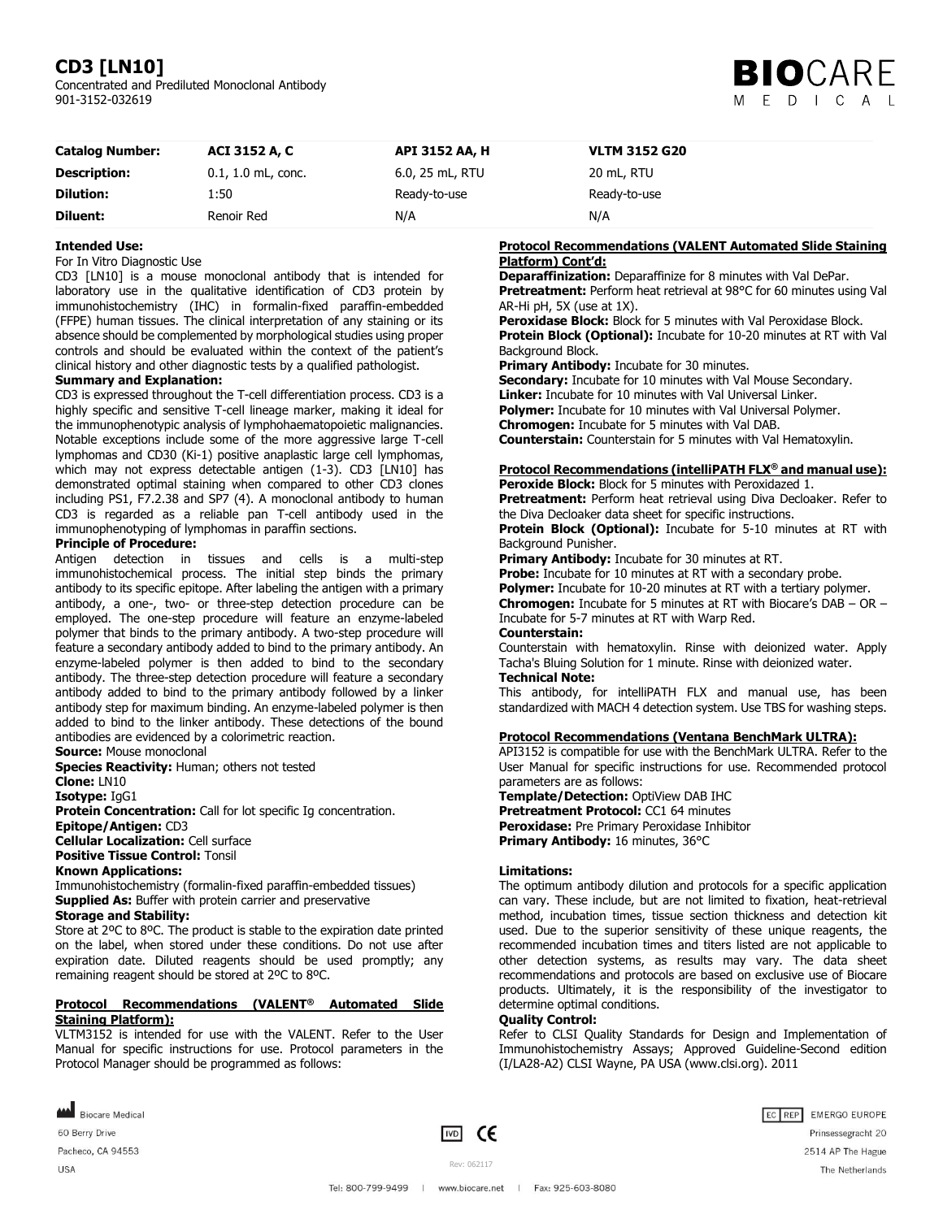# CD3 [LN10]

Concentrated and Prediluted Monoclonal Antibody
901-3152-032619

**BIO**CARE MEDICAL

| **Catalog Number:** | **ACI 3152 A, C** | **API 3152 AA, H** | **VLTM 3152 G20** |
|---|---|---|---|
| **Description:** | 0.1, 1.0 mL, conc. | 6.0, 25 mL, RTU | 20 mL, RTU |
| **Dilution:** | 1:50 | Ready-to-use | Ready-to-use |
| **Diluent:** | Renoir Red | N/A | N/A |

**Intended Use:**
For In Vitro Diagnostic Use
CD3 [LN10] is a mouse monoclonal antibody that is intended for laboratory use in the qualitative identification of CD3 protein by immunohistochemistry (IHC) in formalin-fixed paraffin-embedded (FFPE) human tissues. The clinical interpretation of any staining or its absence should be complemented by morphological studies using proper controls and should be evaluated within the context of the patient's clinical history and other diagnostic tests by a qualified pathologist.

**Summary and Explanation:**
CD3 is expressed throughout the T-cell differentiation process. CD3 is a highly specific and sensitive T-cell lineage marker, making it ideal for the immunophenotypic analysis of lymphohaematopoietic malignancies. Notable exceptions include some of the more aggressive large T-cell lymphomas and CD30 (Ki-1) positive anaplastic large cell lymphomas, which may not express detectable antigen (1-3). CD3 [LN10] has demonstrated optimal staining when compared to other CD3 clones including PS1, F7.2.38 and SP7 (4). A monoclonal antibody to human CD3 is regarded as a reliable pan T-cell antibody used in the immunophenotyping of lymphomas in paraffin sections.

**Principle of Procedure:**
Antigen detection in tissues and cells is a multi-step immunohistochemical process. The initial step binds the primary antibody to its specific epitope. After labeling the antigen with a primary antibody, a one-, two- or three-step detection procedure can be employed. The one-step procedure will feature an enzyme-labeled polymer that binds to the primary antibody. A two-step procedure will feature a secondary antibody added to bind to the primary antibody. An enzyme-labeled polymer is then added to bind to the secondary antibody. The three-step detection procedure will feature a secondary antibody added to bind to the primary antibody followed by a linker antibody step for maximum binding. An enzyme-labeled polymer is then added to bind to the linker antibody. These detections of the bound antibodies are evidenced by a colorimetric reaction.

**Source:** Mouse monoclonal
**Species Reactivity:** Human; others not tested
**Clone:** LN10
**Isotype:** IgG1
**Protein Concentration:** Call for lot specific Ig concentration.
**Epitope/Antigen:** CD3
**Cellular Localization:** Cell surface
**Positive Tissue Control:** Tonsil

**Known Applications:**
Immunohistochemistry (formalin-fixed paraffin-embedded tissues)

**Supplied As:** Buffer with protein carrier and preservative

**Storage and Stability:**
Store at 2ºC to 8ºC. The product is stable to the expiration date printed on the label, when stored under these conditions. Do not use after expiration date. Diluted reagents should be used promptly; any remaining reagent should be stored at 2ºC to 8ºC.

**Protocol Recommendations (VALENT® Automated Slide Staining Platform):**
VLTM3152 is intended for use with the VALENT. Refer to the User Manual for specific instructions for use. Protocol parameters in the Protocol Manager should be programmed as follows:

**Protocol Recommendations (VALENT Automated Slide Staining Platform) Cont'd:**
**Deparaffinization:** Deparaffinize for 8 minutes with Val DePar.
**Pretreatment:** Perform heat retrieval at 98°C for 60 minutes using Val AR-Hi pH, 5X (use at 1X).
**Peroxidase Block:** Block for 5 minutes with Val Peroxidase Block.
**Protein Block (Optional):** Incubate for 10-20 minutes at RT with Val Background Block.
**Primary Antibody:** Incubate for 30 minutes.
**Secondary:** Incubate for 10 minutes with Val Mouse Secondary.
**Linker:** Incubate for 10 minutes with Val Universal Linker.
**Polymer:** Incubate for 10 minutes with Val Universal Polymer.
**Chromogen:** Incubate for 5 minutes with Val DAB.
**Counterstain:** Counterstain for 5 minutes with Val Hematoxylin.

**Protocol Recommendations (intelliPATH FLX® and manual use):**
**Peroxide Block:** Block for 5 minutes with Peroxidazed 1.
**Pretreatment:** Perform heat retrieval using Diva Decloaker. Refer to the Diva Decloaker data sheet for specific instructions.
**Protein Block (Optional):** Incubate for 5-10 minutes at RT with Background Punisher.
**Primary Antibody:** Incubate for 30 minutes at RT.
**Probe:** Incubate for 10 minutes at RT with a secondary probe.
**Polymer:** Incubate for 10-20 minutes at RT with a tertiary polymer.
**Chromogen:** Incubate for 5 minutes at RT with Biocare's DAB – OR – Incubate for 5-7 minutes at RT with Warp Red.
**Counterstain:**
Counterstain with hematoxylin. Rinse with deionized water. Apply Tacha's Bluing Solution for 1 minute. Rinse with deionized water.
**Technical Note:**
This antibody, for intelliPATH FLX and manual use, has been standardized with MACH 4 detection system. Use TBS for washing steps.

**Protocol Recommendations (Ventana BenchMark ULTRA):**
API3152 is compatible for use with the BenchMark ULTRA. Refer to the User Manual for specific instructions for use. Recommended protocol parameters are as follows:
**Template/Detection:** OptiView DAB IHC
**Pretreatment Protocol:** CC1 64 minutes
**Peroxidase:** Pre Primary Peroxidase Inhibitor
**Primary Antibody:** 16 minutes, 36°C

**Limitations:**
The optimum antibody dilution and protocols for a specific application can vary. These include, but are not limited to fixation, heat-retrieval method, incubation times, tissue section thickness and detection kit used. Due to the superior sensitivity of these unique reagents, the recommended incubation times and titers listed are not applicable to other detection systems, as results may vary. The data sheet recommendations and protocols are based on exclusive use of Biocare products. Ultimately, it is the responsibility of the investigator to determine optimal conditions.

**Quality Control:**
Refer to CLSI Quality Standards for Design and Implementation of Immunohistochemistry Assays; Approved Guideline-Second edition (I/LA28-A2) CLSI Wayne, PA USA (www.clsi.org). 2011

Biocare Medical
60 Berry Drive
Pacheco, CA 94553
USA

IVD CE

Rev: 062117

EC REP EMERGO EUROPE
Prinsessegracht 20
2514 AP The Hague
The Netherlands

Tel: 800-799-9499 | www.biocare.net | Fax: 925-603-8080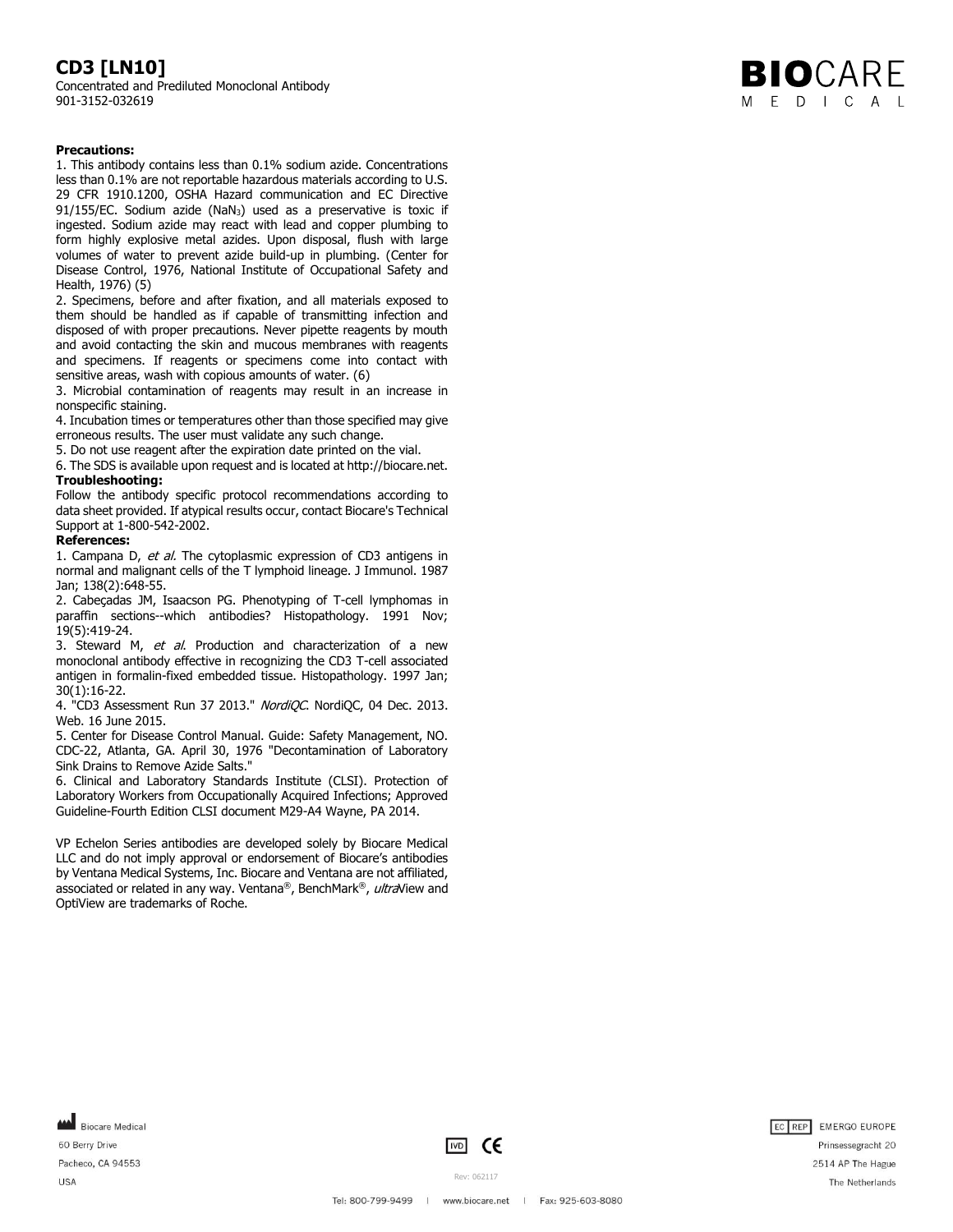**Precautions:**

1. This antibody contains less than 0.1% sodium azide. Concentrations less than 0.1% are not reportable hazardous materials according to U.S. 29 CFR 1910.1200, OSHA Hazard communication and EC Directive 91/155/EC. Sodium azide ($NaN_3$) used as a preservative is toxic if ingested. Sodium azide may react with lead and copper plumbing to form highly explosive metal azides. Upon disposal, flush with large volumes of water to prevent azide build-up in plumbing. (Center for Disease Control, 1976, National Institute of Occupational Safety and Health, 1976) (5)
2. Specimens, before and after fixation, and all materials exposed to them should be handled as if capable of transmitting infection and disposed of with proper precautions. Never pipette reagents by mouth and avoid contacting the skin and mucous membranes with reagents and specimens. If reagents or specimens come into contact with sensitive areas, wash with copious amounts of water. (6)
3. Microbial contamination of reagents may result in an increase in nonspecific staining.
4. Incubation times or temperatures other than those specified may give erroneous results. The user must validate any such change.
5. Do not use reagent after the expiration date printed on the vial.
6. The SDS is available upon request and is located at http://biocare.net.

**Troubleshooting:**

Follow the antibody specific protocol recommendations according to data sheet provided. If atypical results occur, contact Biocare's Technical Support at 1-800-542-2002.

**References:**

1. Campana D, *et al.* The cytoplasmic expression of CD3 antigens in normal and malignant cells of the T lymphoid lineage. J Immunol. 1987 Jan; 138(2):648-55.
2. Cabeçadas JM, Isaacson PG. Phenotyping of T-cell lymphomas in paraffin sections--which antibodies? Histopathology. 1991 Nov; 19(5):419-24.
3. Steward M, *et al.* Production and characterization of a new monoclonal antibody effective in recognizing the CD3 T-cell associated antigen in formalin-fixed embedded tissue. Histopathology. 1997 Jan; 30(1):16-22.
4. "CD3 Assessment Run 37 2013." *NordiQC*. NordiQC, 04 Dec. 2013. Web. 16 June 2015.
5. Center for Disease Control Manual. Guide: Safety Management, NO. CDC-22, Atlanta, GA. April 30, 1976 "Decontamination of Laboratory Sink Drains to Remove Azide Salts."
6. Clinical and Laboratory Standards Institute (CLSI). Protection of Laboratory Workers from Occupationally Acquired Infections; Approved Guideline-Fourth Edition CLSI document M29-A4 Wayne, PA 2014.

VP Echelon Series antibodies are developed solely by Biocare Medical LLC and do not imply approval or endorsement of Biocare's antibodies by Ventana Medical Systems, Inc. Biocare and Ventana are not affiliated, associated or related in any way. Ventana®, BenchMark®, *ultra*View and OptiView are trademarks of Roche.